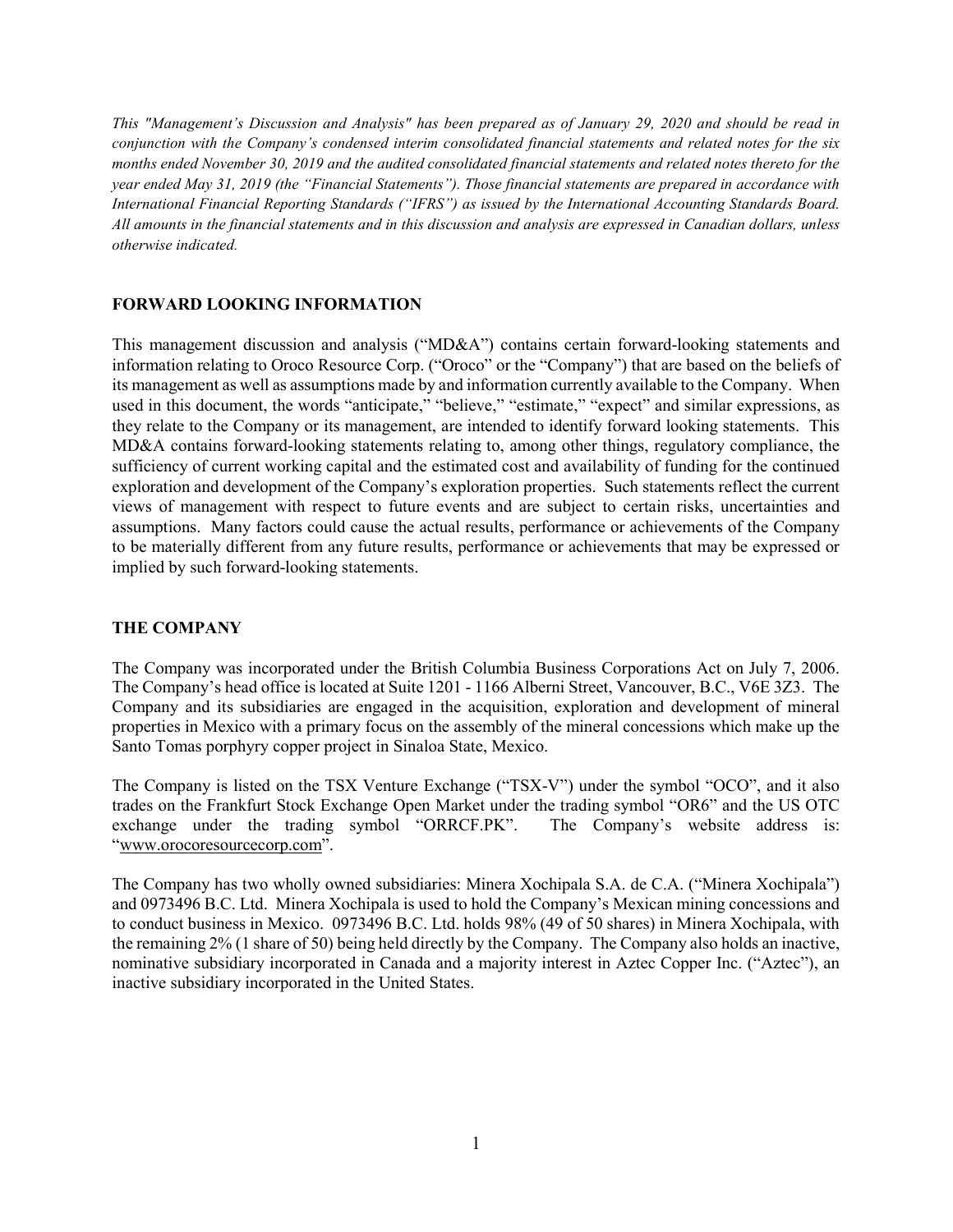*This "Management's Discussion and Analysis" has been prepared as of January 29, 2020 and should be read in conjunction with the Company's condensed interim consolidated financial statements and related notes for the six months ended November 30, 2019 and the audited consolidated financial statements and related notes thereto for the year ended May 31, 2019 (the "Financial Statements"). Those financial statements are prepared in accordance with International Financial Reporting Standards ("IFRS") as issued by the International Accounting Standards Board. All amounts in the financial statements and in this discussion and analysis are expressed in Canadian dollars, unless otherwise indicated.*

## FORWARD LOOKING INFORMATION

This management discussion and analysis ("MD&A") contains certain forward-looking statements and information relating to Oroco Resource Corp. ("Oroco" or the "Company") that are based on the beliefs of its management as well as assumptions made by and information currently available to the Company. When used in this document, the words "anticipate," "believe," "estimate," "expect" and similar expressions, as they relate to the Company or its management, are intended to identify forward looking statements. This MD&A contains forward-looking statements relating to, among other things, regulatory compliance, the sufficiency of current working capital and the estimated cost and availability of funding for the continued exploration and development of the Company's exploration properties. Such statements reflect the current views of management with respect to future events and are subject to certain risks, uncertainties and assumptions. Many factors could cause the actual results, performance or achievements of the Company to be materially different from any future results, performance or achievements that may be expressed or implied by such forward-looking statements.

## THE COMPANY

The Company was incorporated under the British Columbia Business Corporations Act on July 7, 2006. The Company's head office is located at Suite 1201 - 1166 Alberni Street, Vancouver, B.C., V6E 3Z3. The Company and its subsidiaries are engaged in the acquisition, exploration and development of mineral properties in Mexico with a primary focus on the assembly of the mineral concessions which make up the Santo Tomas porphyry copper project in Sinaloa State, Mexico.

The Company is listed on the TSX Venture Exchange ("TSX-V") under the symbol "OCO", and it also trades on the Frankfurt Stock Exchange Open Market under the trading symbol "OR6" and the US OTC exchange under the trading symbol "ORRCF.PK". The Company's website address is: "www.orocoresourcecorp.com".

The Company has two wholly owned subsidiaries: Minera Xochipala S.A. de C.A. ("Minera Xochipala") and 0973496 B.C. Ltd. Minera Xochipala is used to hold the Company's Mexican mining concessions and to conduct business in Mexico. 0973496 B.C. Ltd. holds 98% (49 of 50 shares) in Minera Xochipala, with the remaining 2% (1 share of 50) being held directly by the Company. The Company also holds an inactive, nominative subsidiary incorporated in Canada and a majority interest in Aztec Copper Inc. ("Aztec"), an inactive subsidiary incorporated in the United States.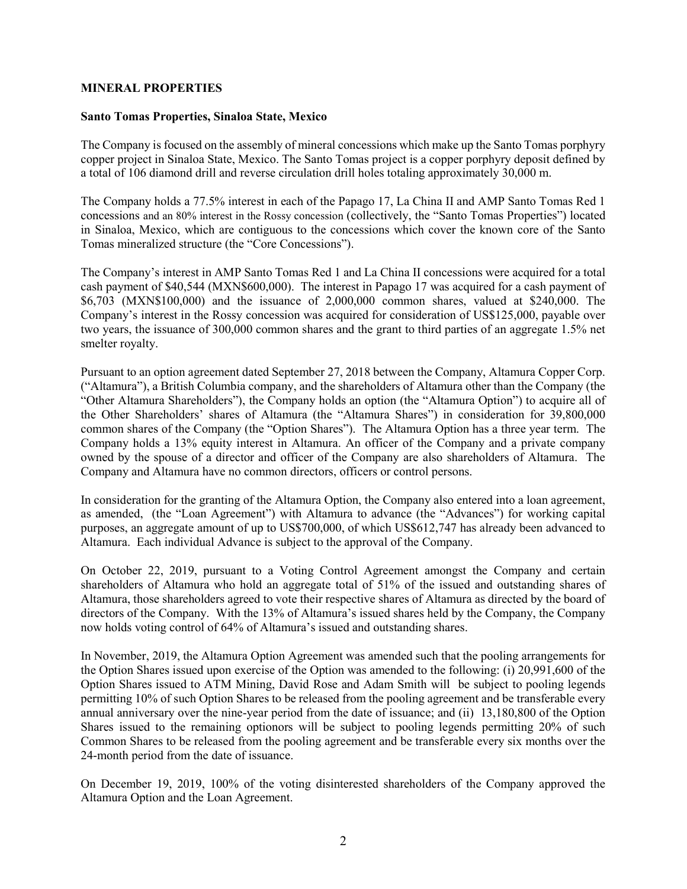**MINERAL PROPERTIES**

**Santo Tomas Properties, Sinaloa State, Mexico**

The Company is focused on the assembly of mineral concessions which make up the Santo Tomas porphyry copper project in Sinaloa State, Mexico. The Santo Tomas project is a copper porphyry deposit defined by a total of 106 diamond drill and reverse circulation drill holes totaling approximately 30,000 m.

The Company holds a 77.5% interest in each of the Papago 17, La China II and AMP Santo Tomas Red 1 concessions and an 80% interest in the Rossy concession (collectively, the "Santo Tomas Properties") located in Sinaloa, Mexico, which are contiguous to the concessions which cover the known core of the Santo Tomas mineralized structure (the "Core Concessions").

The Company's interest in AMP Santo Tomas Red 1 and La China II concessions were acquired for a total cash payment of $40,544 (MXN$600,000). The interest in Papago 17 was acquired for a cash payment of $6,703 (MXN$100,000) and the issuance of 2,000,000 common shares, valued at $240,000. The Company's interest in the Rossy concession was acquired for consideration of US$125,000, payable over two years, the issuance of 300,000 common shares and the grant to third parties of an aggregate 1.5% net smelter royalty.

Pursuant to an option agreement dated September 27, 2018 between the Company, Altamura Copper Corp. ("Altamura"), a British Columbia company, and the shareholders of Altamura other than the Company (the "Other Altamura Shareholders"), the Company holds an option (the "Altamura Option") to acquire all of the Other Shareholders' shares of Altamura (the "Altamura Shares") in consideration for 39,800,000 common shares of the Company (the "Option Shares"). The Altamura Option has a three year term. The Company holds a 13% equity interest in Altamura. An officer of the Company and a private company owned by the spouse of a director and officer of the Company are also shareholders of Altamura. The Company and Altamura have no common directors, officers or control persons.

In consideration for the granting of the Altamura Option, the Company also entered into a loan agreement, as amended, (the "Loan Agreement") with Altamura to advance (the "Advances") for working capital purposes, an aggregate amount of up to US$700,000, of which US$612,747 has already been advanced to Altamura. Each individual Advance is subject to the approval of the Company.

On October 22, 2019, pursuant to a Voting Control Agreement amongst the Company and certain shareholders of Altamura who hold an aggregate total of 51% of the issued and outstanding shares of Altamura, those shareholders agreed to vote their respective shares of Altamura as directed by the board of directors of the Company. With the 13% of Altamura's issued shares held by the Company, the Company now holds voting control of 64% of Altamura's issued and outstanding shares.

In November, 2019, the Altamura Option Agreement was amended such that the pooling arrangements for the Option Shares issued upon exercise of the Option was amended to the following: (i) 20,991,600 of the Option Shares issued to ATM Mining, David Rose and Adam Smith will be subject to pooling legends permitting 10% of such Option Shares to be released from the pooling agreement and be transferable every annual anniversary over the nine-year period from the date of issuance; and (ii) 13,180,800 of the Option Shares issued to the remaining optionors will be subject to pooling legends permitting 20% of such Common Shares to be released from the pooling agreement and be transferable every six months over the 24-month period from the date of issuance.

On December 19, 2019, 100% of the voting disinterested shareholders of the Company approved the Altamura Option and the Loan Agreement.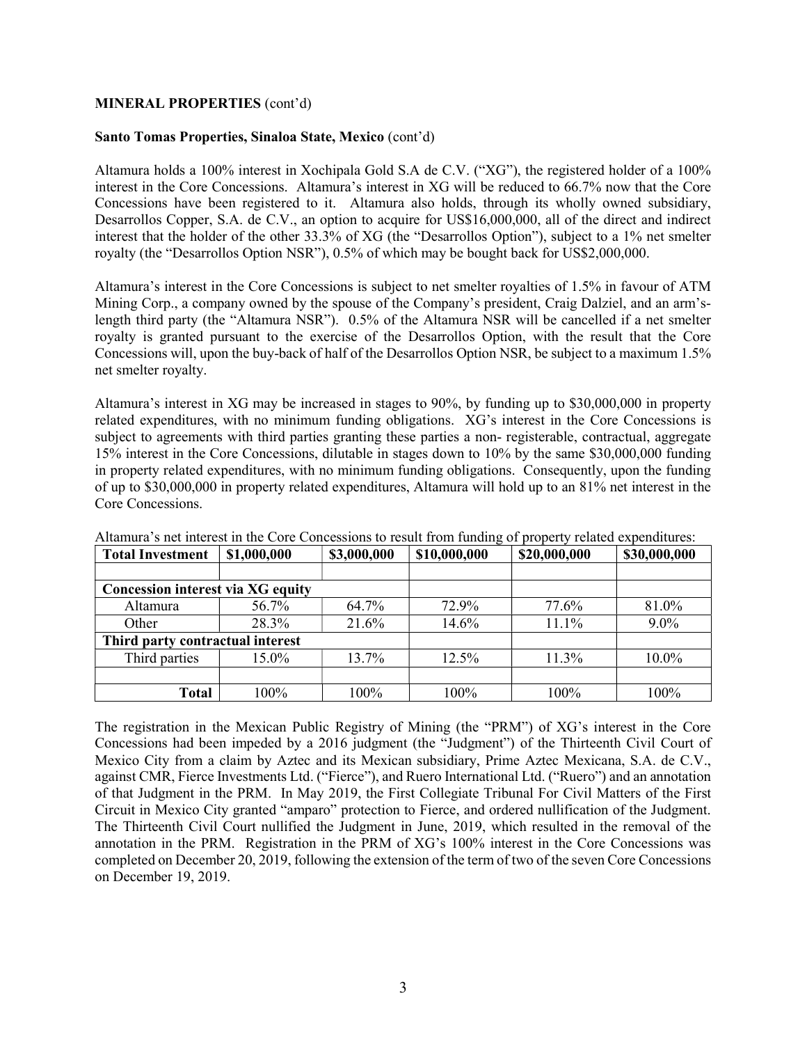**MINERAL PROPERTIES** (cont'd)

**Santo Tomas Properties, Sinaloa State, Mexico** (cont'd)

Altamura holds a 100% interest in Xochipala Gold S.A de C.V. ("XG"), the registered holder of a 100% interest in the Core Concessions. Altamura's interest in XG will be reduced to 66.7% now that the Core Concessions have been registered to it. Altamura also holds, through its wholly owned subsidiary, Desarrollos Copper, S.A. de C.V., an option to acquire for US$16,000,000, all of the direct and indirect interest that the holder of the other 33.3% of XG (the "Desarrollos Option"), subject to a 1% net smelter royalty (the "Desarrollos Option NSR"), 0.5% of which may be bought back for US$2,000,000.

Altamura's interest in the Core Concessions is subject to net smelter royalties of 1.5% in favour of ATM Mining Corp., a company owned by the spouse of the Company's president, Craig Dalziel, and an arm's-length third party (the "Altamura NSR"). 0.5% of the Altamura NSR will be cancelled if a net smelter royalty is granted pursuant to the exercise of the Desarrollos Option, with the result that the Core Concessions will, upon the buy-back of half of the Desarrollos Option NSR, be subject to a maximum 1.5% net smelter royalty.

Altamura's interest in XG may be increased in stages to 90%, by funding up to $30,000,000 in property related expenditures, with no minimum funding obligations. XG's interest in the Core Concessions is subject to agreements with third parties granting these parties a non- registerable, contractual, aggregate 15% interest in the Core Concessions, dilutable in stages down to 10% by the same $30,000,000 funding in property related expenditures, with no minimum funding obligations. Consequently, upon the funding of up to $30,000,000 in property related expenditures, Altamura will hold up to an 81% net interest in the Core Concessions.

Altamura's net interest in the Core Concessions to result from funding of property related expenditures:

| **Total Investment** | **$1,000,000** | **$3,000,000** | **$10,000,000** | **$20,000,000** | **$30,000,000** |
|---|---|---|---|---|---|
| | | | | | |
| **Concession interest via XG equity** | | | | | |
| Altamura | 56.7% | 64.7% | 72.9% | 77.6% | 81.0% |
| Other | 28.3% | 21.6% | 14.6% | 11.1% | 9.0% |
| **Third party contractual interest** | | | | | |
| Third parties | 15.0% | 13.7% | 12.5% | 11.3% | 10.0% |
| | | | | | |
| **Total** | 100% | 100% | 100% | 100% | 100% |

The registration in the Mexican Public Registry of Mining (the "PRM") of XG's interest in the Core Concessions had been impeded by a 2016 judgment (the "Judgment") of the Thirteenth Civil Court of Mexico City from a claim by Aztec and its Mexican subsidiary, Prime Aztec Mexicana, S.A. de C.V., against CMR, Fierce Investments Ltd. ("Fierce"), and Ruero International Ltd. ("Ruero") and an annotation of that Judgment in the PRM. In May 2019, the First Collegiate Tribunal For Civil Matters of the First Circuit in Mexico City granted "amparo" protection to Fierce, and ordered nullification of the Judgment. The Thirteenth Civil Court nullified the Judgment in June, 2019, which resulted in the removal of the annotation in the PRM. Registration in the PRM of XG's 100% interest in the Core Concessions was completed on December 20, 2019, following the extension of the term of two of the seven Core Concessions on December 19, 2019.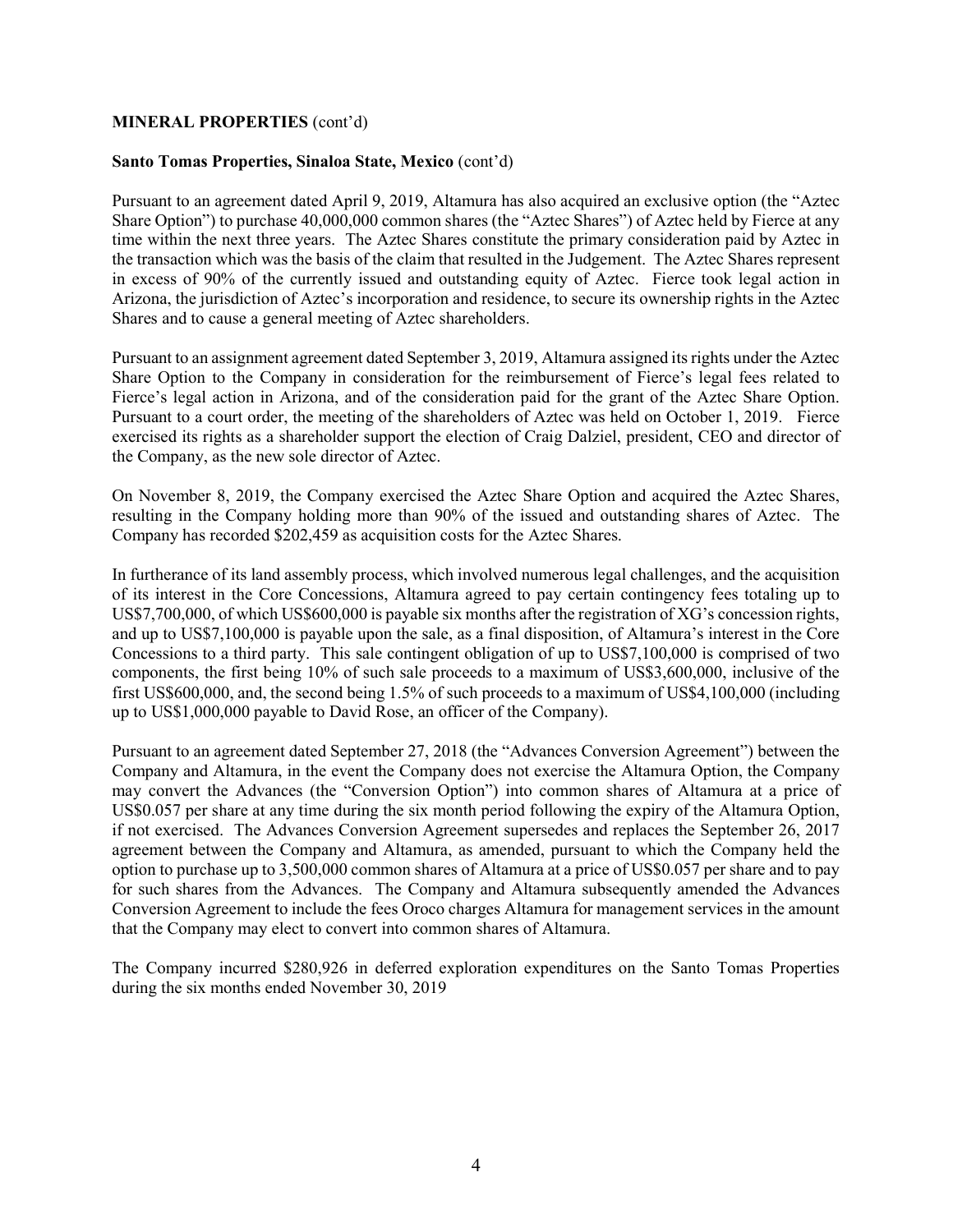**MINERAL PROPERTIES** (cont'd)

**Santo Tomas Properties, Sinaloa State, Mexico** (cont'd)

Pursuant to an agreement dated April 9, 2019, Altamura has also acquired an exclusive option (the "Aztec Share Option") to purchase 40,000,000 common shares (the "Aztec Shares") of Aztec held by Fierce at any time within the next three years. The Aztec Shares constitute the primary consideration paid by Aztec in the transaction which was the basis of the claim that resulted in the Judgement. The Aztec Shares represent in excess of 90% of the currently issued and outstanding equity of Aztec. Fierce took legal action in Arizona, the jurisdiction of Aztec's incorporation and residence, to secure its ownership rights in the Aztec Shares and to cause a general meeting of Aztec shareholders.

Pursuant to an assignment agreement dated September 3, 2019, Altamura assigned its rights under the Aztec Share Option to the Company in consideration for the reimbursement of Fierce's legal fees related to Fierce's legal action in Arizona, and of the consideration paid for the grant of the Aztec Share Option. Pursuant to a court order, the meeting of the shareholders of Aztec was held on October 1, 2019. Fierce exercised its rights as a shareholder support the election of Craig Dalziel, president, CEO and director of the Company, as the new sole director of Aztec.

On November 8, 2019, the Company exercised the Aztec Share Option and acquired the Aztec Shares, resulting in the Company holding more than 90% of the issued and outstanding shares of Aztec. The Company has recorded $202,459 as acquisition costs for the Aztec Shares.

In furtherance of its land assembly process, which involved numerous legal challenges, and the acquisition of its interest in the Core Concessions, Altamura agreed to pay certain contingency fees totaling up to US$7,700,000, of which US$600,000 is payable six months after the registration of XG's concession rights, and up to US$7,100,000 is payable upon the sale, as a final disposition, of Altamura's interest in the Core Concessions to a third party. This sale contingent obligation of up to US$7,100,000 is comprised of two components, the first being 10% of such sale proceeds to a maximum of US$3,600,000, inclusive of the first US$600,000, and, the second being 1.5% of such proceeds to a maximum of US$4,100,000 (including up to US$1,000,000 payable to David Rose, an officer of the Company).

Pursuant to an agreement dated September 27, 2018 (the "Advances Conversion Agreement") between the Company and Altamura, in the event the Company does not exercise the Altamura Option, the Company may convert the Advances (the "Conversion Option") into common shares of Altamura at a price of US$0.057 per share at any time during the six month period following the expiry of the Altamura Option, if not exercised. The Advances Conversion Agreement supersedes and replaces the September 26, 2017 agreement between the Company and Altamura, as amended, pursuant to which the Company held the option to purchase up to 3,500,000 common shares of Altamura at a price of US$0.057 per share and to pay for such shares from the Advances. The Company and Altamura subsequently amended the Advances Conversion Agreement to include the fees Oroco charges Altamura for management services in the amount that the Company may elect to convert into common shares of Altamura.

The Company incurred $280,926 in deferred exploration expenditures on the Santo Tomas Properties during the six months ended November 30, 2019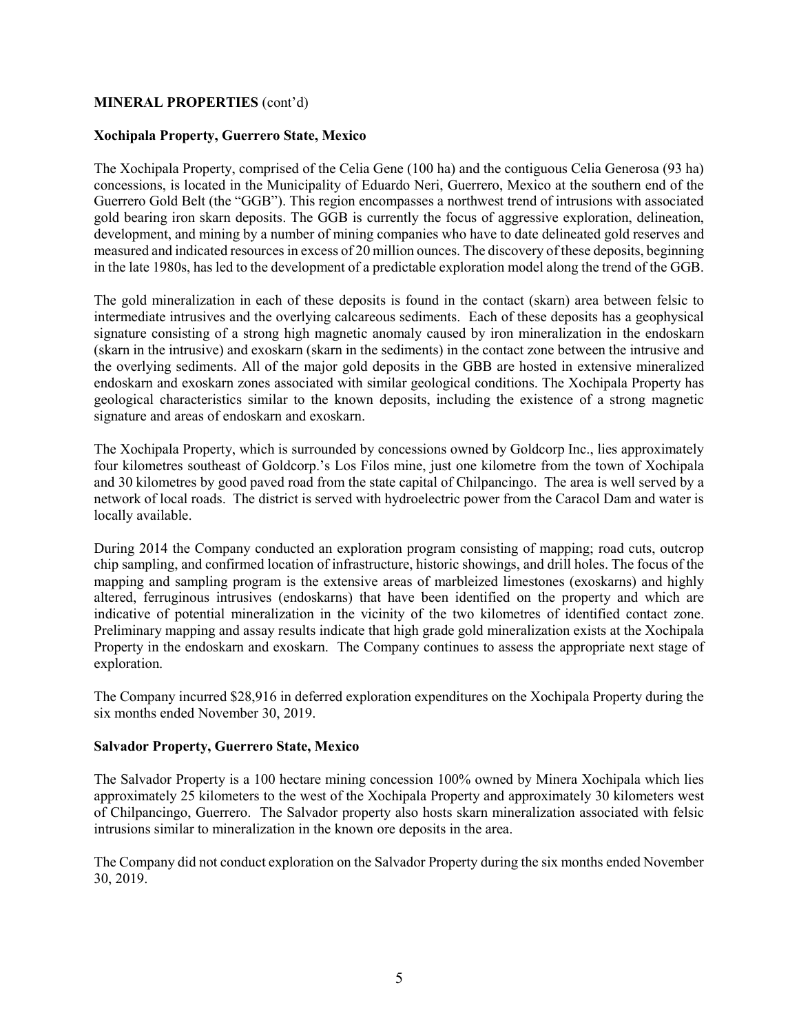**MINERAL PROPERTIES** (cont'd)

**Xochipala Property, Guerrero State, Mexico**

The Xochipala Property, comprised of the Celia Gene (100 ha) and the contiguous Celia Generosa (93 ha) concessions, is located in the Municipality of Eduardo Neri, Guerrero, Mexico at the southern end of the Guerrero Gold Belt (the "GGB"). This region encompasses a northwest trend of intrusions with associated gold bearing iron skarn deposits. The GGB is currently the focus of aggressive exploration, delineation, development, and mining by a number of mining companies who have to date delineated gold reserves and measured and indicated resources in excess of 20 million ounces. The discovery of these deposits, beginning in the late 1980s, has led to the development of a predictable exploration model along the trend of the GGB.

The gold mineralization in each of these deposits is found in the contact (skarn) area between felsic to intermediate intrusives and the overlying calcareous sediments. Each of these deposits has a geophysical signature consisting of a strong high magnetic anomaly caused by iron mineralization in the endoskarn (skarn in the intrusive) and exoskarn (skarn in the sediments) in the contact zone between the intrusive and the overlying sediments. All of the major gold deposits in the GBB are hosted in extensive mineralized endoskarn and exoskarn zones associated with similar geological conditions. The Xochipala Property has geological characteristics similar to the known deposits, including the existence of a strong magnetic signature and areas of endoskarn and exoskarn.

The Xochipala Property, which is surrounded by concessions owned by Goldcorp Inc., lies approximately four kilometres southeast of Goldcorp.'s Los Filos mine, just one kilometre from the town of Xochipala and 30 kilometres by good paved road from the state capital of Chilpancingo. The area is well served by a network of local roads. The district is served with hydroelectric power from the Caracol Dam and water is locally available.

During 2014 the Company conducted an exploration program consisting of mapping; road cuts, outcrop chip sampling, and confirmed location of infrastructure, historic showings, and drill holes. The focus of the mapping and sampling program is the extensive areas of marbleized limestones (exoskarns) and highly altered, ferruginous intrusives (endoskarns) that have been identified on the property and which are indicative of potential mineralization in the vicinity of the two kilometres of identified contact zone. Preliminary mapping and assay results indicate that high grade gold mineralization exists at the Xochipala Property in the endoskarn and exoskarn. The Company continues to assess the appropriate next stage of exploration.

The Company incurred $28,916 in deferred exploration expenditures on the Xochipala Property during the six months ended November 30, 2019.

**Salvador Property, Guerrero State, Mexico**

The Salvador Property is a 100 hectare mining concession 100% owned by Minera Xochipala which lies approximately 25 kilometers to the west of the Xochipala Property and approximately 30 kilometers west of Chilpancingo, Guerrero. The Salvador property also hosts skarn mineralization associated with felsic intrusions similar to mineralization in the known ore deposits in the area.

The Company did not conduct exploration on the Salvador Property during the six months ended November 30, 2019.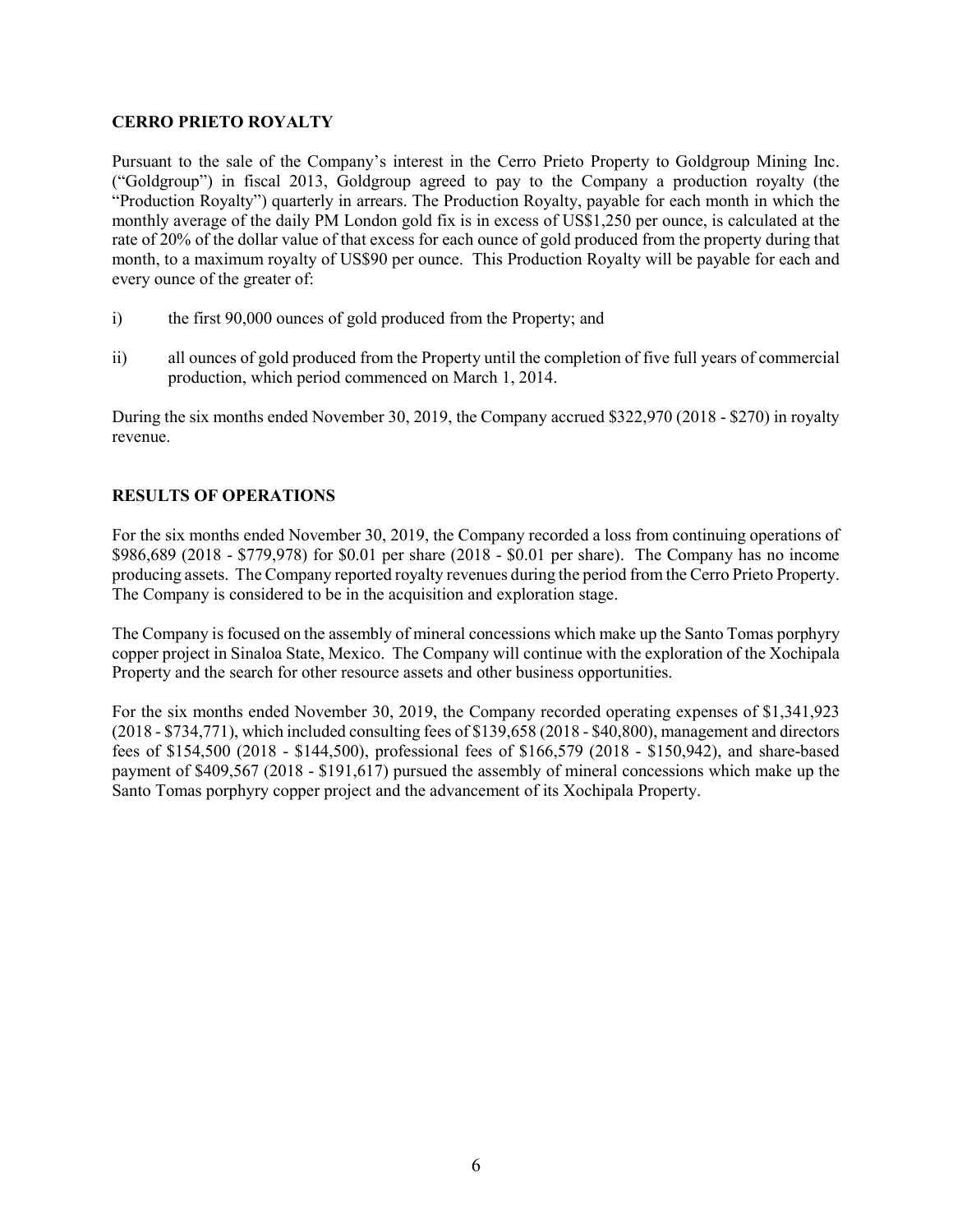## CERRO PRIETO ROYALTY

Pursuant to the sale of the Company's interest in the Cerro Prieto Property to Goldgroup Mining Inc. ("Goldgroup") in fiscal 2013, Goldgroup agreed to pay to the Company a production royalty (the "Production Royalty") quarterly in arrears. The Production Royalty, payable for each month in which the monthly average of the daily PM London gold fix is in excess of US$1,250 per ounce, is calculated at the rate of 20% of the dollar value of that excess for each ounce of gold produced from the property during that month, to a maximum royalty of US$90 per ounce. This Production Royalty will be payable for each and every ounce of the greater of:

i) the first 90,000 ounces of gold produced from the Property; and

ii) all ounces of gold produced from the Property until the completion of five full years of commercial production, which period commenced on March 1, 2014.

During the six months ended November 30, 2019, the Company accrued $322,970 (2018 - $270) in royalty revenue.

## RESULTS OF OPERATIONS

For the six months ended November 30, 2019, the Company recorded a loss from continuing operations of $986,689 (2018 - $779,978) for $0.01 per share (2018 - $0.01 per share). The Company has no income producing assets. The Company reported royalty revenues during the period from the Cerro Prieto Property. The Company is considered to be in the acquisition and exploration stage.

The Company is focused on the assembly of mineral concessions which make up the Santo Tomas porphyry copper project in Sinaloa State, Mexico. The Company will continue with the exploration of the Xochipala Property and the search for other resource assets and other business opportunities.

For the six months ended November 30, 2019, the Company recorded operating expenses of $1,341,923 (2018 - $734,771), which included consulting fees of $139,658 (2018 - $40,800), management and directors fees of $154,500 (2018 - $144,500), professional fees of $166,579 (2018 - $150,942), and share-based payment of $409,567 (2018 - $191,617) pursued the assembly of mineral concessions which make up the Santo Tomas porphyry copper project and the advancement of its Xochipala Property.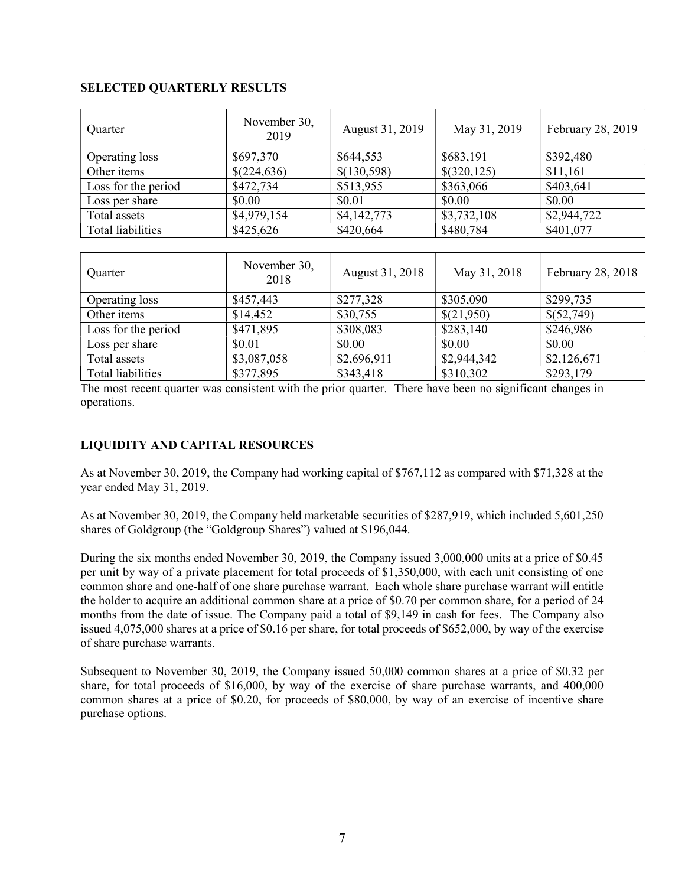## SELECTED QUARTERLY RESULTS

| Quarter | November 30, 2019 | August 31, 2019 | May 31, 2019 | February 28, 2019 |
|---|---|---|---|---|
| Operating loss | $697,370 | $644,553 | $683,191 | $392,480 |
| Other items | $(224,636) | $(130,598) | $(320,125) | $11,161 |
| Loss for the period | $472,734 | $513,955 | $363,066 | $403,641 |
| Loss per share | $0.00 | $0.01 | $0.00 | $0.00 |
| Total assets | $4,979,154 | $4,142,773 | $3,732,108 | $2,944,722 |
| Total liabilities | $425,626 | $420,664 | $480,784 | $401,077 |

| Quarter | November 30, 2018 | August 31, 2018 | May 31, 2018 | February 28, 2018 |
|---|---|---|---|---|
| Operating loss | $457,443 | $277,328 | $305,090 | $299,735 |
| Other items | $14,452 | $30,755 | $(21,950) | $(52,749) |
| Loss for the period | $471,895 | $308,083 | $283,140 | $246,986 |
| Loss per share | $0.01 | $0.00 | $0.00 | $0.00 |
| Total assets | $3,087,058 | $2,696,911 | $2,944,342 | $2,126,671 |
| Total liabilities | $377,895 | $343,418 | $310,302 | $293,179 |

The most recent quarter was consistent with the prior quarter. There have been no significant changes in operations.

## LIQUIDITY AND CAPITAL RESOURCES

As at November 30, 2019, the Company had working capital of $767,112 as compared with $71,328 at the year ended May 31, 2019.

As at November 30, 2019, the Company held marketable securities of $287,919, which included 5,601,250 shares of Goldgroup (the "Goldgroup Shares") valued at $196,044.

During the six months ended November 30, 2019, the Company issued 3,000,000 units at a price of $0.45 per unit by way of a private placement for total proceeds of $1,350,000, with each unit consisting of one common share and one-half of one share purchase warrant. Each whole share purchase warrant will entitle the holder to acquire an additional common share at a price of $0.70 per common share, for a period of 24 months from the date of issue. The Company paid a total of $9,149 in cash for fees. The Company also issued 4,075,000 shares at a price of $0.16 per share, for total proceeds of $652,000, by way of the exercise of share purchase warrants.

Subsequent to November 30, 2019, the Company issued 50,000 common shares at a price of $0.32 per share, for total proceeds of $16,000, by way of the exercise of share purchase warrants, and 400,000 common shares at a price of $0.20, for proceeds of $80,000, by way of an exercise of incentive share purchase options.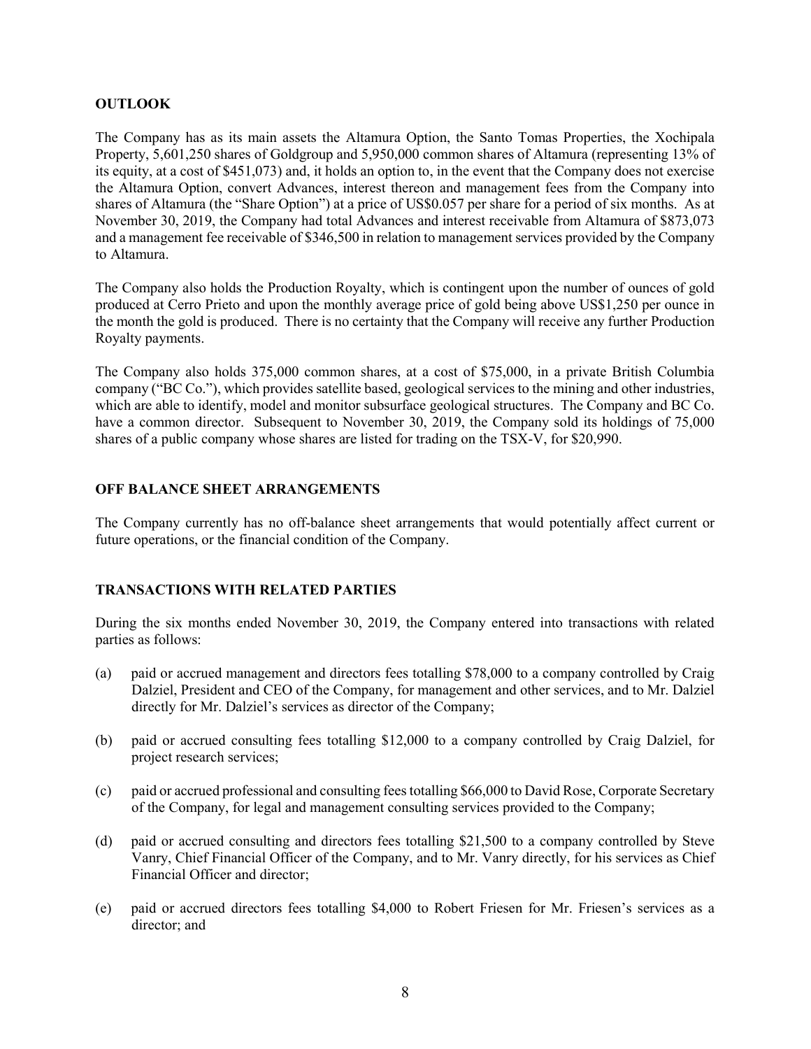## OUTLOOK

The Company has as its main assets the Altamura Option, the Santo Tomas Properties, the Xochipala Property, 5,601,250 shares of Goldgroup and 5,950,000 common shares of Altamura (representing 13% of its equity, at a cost of $451,073) and, it holds an option to, in the event that the Company does not exercise the Altamura Option, convert Advances, interest thereon and management fees from the Company into shares of Altamura (the "Share Option") at a price of US$0.057 per share for a period of six months. As at November 30, 2019, the Company had total Advances and interest receivable from Altamura of $873,073 and a management fee receivable of $346,500 in relation to management services provided by the Company to Altamura.

The Company also holds the Production Royalty, which is contingent upon the number of ounces of gold produced at Cerro Prieto and upon the monthly average price of gold being above US$1,250 per ounce in the month the gold is produced. There is no certainty that the Company will receive any further Production Royalty payments.

The Company also holds 375,000 common shares, at a cost of $75,000, in a private British Columbia company ("BC Co."), which provides satellite based, geological services to the mining and other industries, which are able to identify, model and monitor subsurface geological structures. The Company and BC Co. have a common director. Subsequent to November 30, 2019, the Company sold its holdings of 75,000 shares of a public company whose shares are listed for trading on the TSX-V, for $20,990.

## OFF BALANCE SHEET ARRANGEMENTS

The Company currently has no off-balance sheet arrangements that would potentially affect current or future operations, or the financial condition of the Company.

## TRANSACTIONS WITH RELATED PARTIES

During the six months ended November 30, 2019, the Company entered into transactions with related parties as follows:

(a) paid or accrued management and directors fees totalling $78,000 to a company controlled by Craig Dalziel, President and CEO of the Company, for management and other services, and to Mr. Dalziel directly for Mr. Dalziel's services as director of the Company;

(b) paid or accrued consulting fees totalling $12,000 to a company controlled by Craig Dalziel, for project research services;

(c) paid or accrued professional and consulting fees totalling $66,000 to David Rose, Corporate Secretary of the Company, for legal and management consulting services provided to the Company;

(d) paid or accrued consulting and directors fees totalling $21,500 to a company controlled by Steve Vanry, Chief Financial Officer of the Company, and to Mr. Vanry directly, for his services as Chief Financial Officer and director;

(e) paid or accrued directors fees totalling $4,000 to Robert Friesen for Mr. Friesen's services as a director; and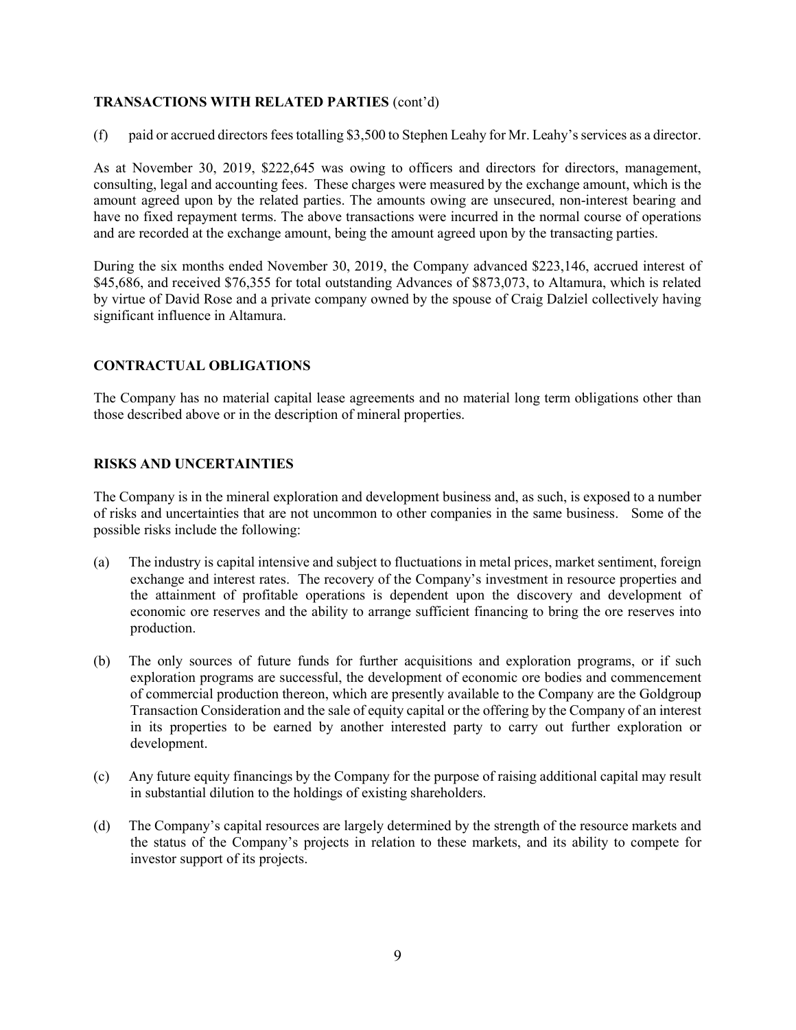## TRANSACTIONS WITH RELATED PARTIES (cont'd)

(f) paid or accrued directors fees totalling $3,500 to Stephen Leahy for Mr. Leahy's services as a director.

As at November 30, 2019, $222,645 was owing to officers and directors for directors, management, consulting, legal and accounting fees. These charges were measured by the exchange amount, which is the amount agreed upon by the related parties. The amounts owing are unsecured, non-interest bearing and have no fixed repayment terms. The above transactions were incurred in the normal course of operations and are recorded at the exchange amount, being the amount agreed upon by the transacting parties.

During the six months ended November 30, 2019, the Company advanced $223,146, accrued interest of $45,686, and received $76,355 for total outstanding Advances of $873,073, to Altamura, which is related by virtue of David Rose and a private company owned by the spouse of Craig Dalziel collectively having significant influence in Altamura.

## CONTRACTUAL OBLIGATIONS

The Company has no material capital lease agreements and no material long term obligations other than those described above or in the description of mineral properties.

## RISKS AND UNCERTAINTIES

The Company is in the mineral exploration and development business and, as such, is exposed to a number of risks and uncertainties that are not uncommon to other companies in the same business. Some of the possible risks include the following:

(a) The industry is capital intensive and subject to fluctuations in metal prices, market sentiment, foreign exchange and interest rates. The recovery of the Company's investment in resource properties and the attainment of profitable operations is dependent upon the discovery and development of economic ore reserves and the ability to arrange sufficient financing to bring the ore reserves into production.

(b) The only sources of future funds for further acquisitions and exploration programs, or if such exploration programs are successful, the development of economic ore bodies and commencement of commercial production thereon, which are presently available to the Company are the Goldgroup Transaction Consideration and the sale of equity capital or the offering by the Company of an interest in its properties to be earned by another interested party to carry out further exploration or development.

(c) Any future equity financings by the Company for the purpose of raising additional capital may result in substantial dilution to the holdings of existing shareholders.

(d) The Company's capital resources are largely determined by the strength of the resource markets and the status of the Company's projects in relation to these markets, and its ability to compete for investor support of its projects.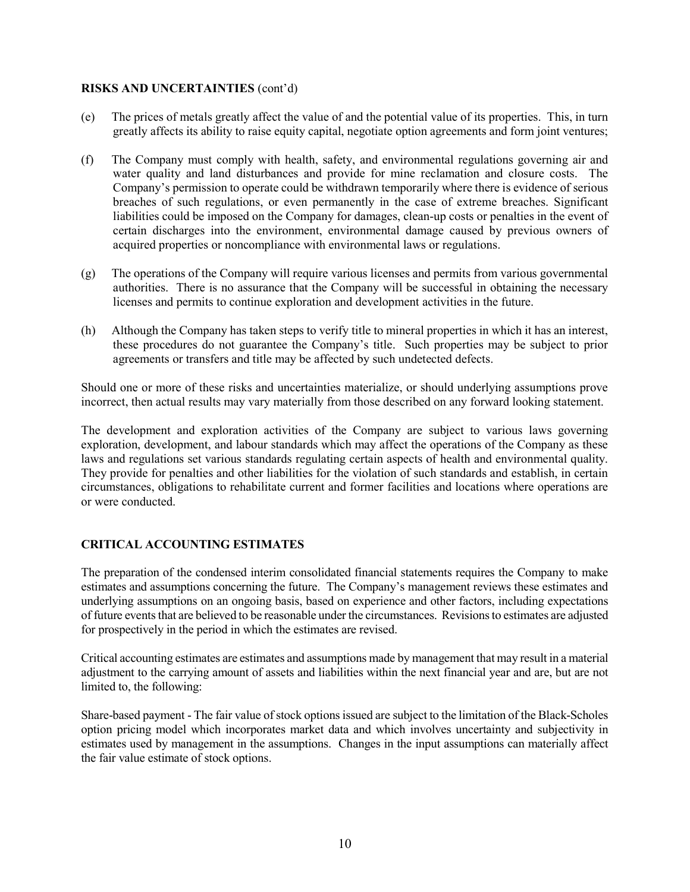**RISKS AND UNCERTAINTIES** (cont'd)

(e) The prices of metals greatly affect the value of and the potential value of its properties. This, in turn greatly affects its ability to raise equity capital, negotiate option agreements and form joint ventures;

(f) The Company must comply with health, safety, and environmental regulations governing air and water quality and land disturbances and provide for mine reclamation and closure costs. The Company's permission to operate could be withdrawn temporarily where there is evidence of serious breaches of such regulations, or even permanently in the case of extreme breaches. Significant liabilities could be imposed on the Company for damages, clean-up costs or penalties in the event of certain discharges into the environment, environmental damage caused by previous owners of acquired properties or noncompliance with environmental laws or regulations.

(g) The operations of the Company will require various licenses and permits from various governmental authorities. There is no assurance that the Company will be successful in obtaining the necessary licenses and permits to continue exploration and development activities in the future.

(h) Although the Company has taken steps to verify title to mineral properties in which it has an interest, these procedures do not guarantee the Company's title. Such properties may be subject to prior agreements or transfers and title may be affected by such undetected defects.

Should one or more of these risks and uncertainties materialize, or should underlying assumptions prove incorrect, then actual results may vary materially from those described on any forward looking statement.

The development and exploration activities of the Company are subject to various laws governing exploration, development, and labour standards which may affect the operations of the Company as these laws and regulations set various standards regulating certain aspects of health and environmental quality. They provide for penalties and other liabilities for the violation of such standards and establish, in certain circumstances, obligations to rehabilitate current and former facilities and locations where operations are or were conducted.

## CRITICAL ACCOUNTING ESTIMATES

The preparation of the condensed interim consolidated financial statements requires the Company to make estimates and assumptions concerning the future. The Company's management reviews these estimates and underlying assumptions on an ongoing basis, based on experience and other factors, including expectations of future events that are believed to be reasonable under the circumstances. Revisions to estimates are adjusted for prospectively in the period in which the estimates are revised.

Critical accounting estimates are estimates and assumptions made by management that may result in a material adjustment to the carrying amount of assets and liabilities within the next financial year and are, but are not limited to, the following:

Share-based payment - The fair value of stock options issued are subject to the limitation of the Black-Scholes option pricing model which incorporates market data and which involves uncertainty and subjectivity in estimates used by management in the assumptions. Changes in the input assumptions can materially affect the fair value estimate of stock options.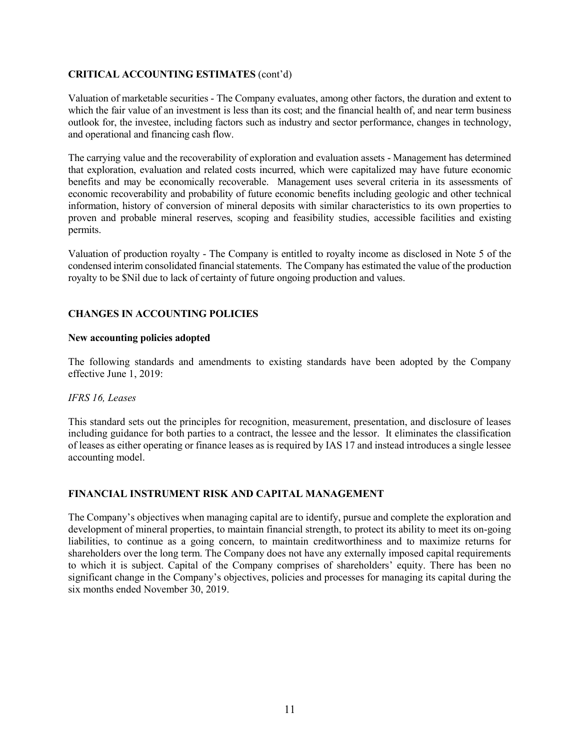## CRITICAL ACCOUNTING ESTIMATES (cont'd)

Valuation of marketable securities - The Company evaluates, among other factors, the duration and extent to which the fair value of an investment is less than its cost; and the financial health of, and near term business outlook for, the investee, including factors such as industry and sector performance, changes in technology, and operational and financing cash flow.

The carrying value and the recoverability of exploration and evaluation assets - Management has determined that exploration, evaluation and related costs incurred, which were capitalized may have future economic benefits and may be economically recoverable. Management uses several criteria in its assessments of economic recoverability and probability of future economic benefits including geologic and other technical information, history of conversion of mineral deposits with similar characteristics to its own properties to proven and probable mineral reserves, scoping and feasibility studies, accessible facilities and existing permits.

Valuation of production royalty - The Company is entitled to royalty income as disclosed in Note 5 of the condensed interim consolidated financial statements. The Company has estimated the value of the production royalty to be $Nil due to lack of certainty of future ongoing production and values.

## CHANGES IN ACCOUNTING POLICIES

### New accounting policies adopted

The following standards and amendments to existing standards have been adopted by the Company effective June 1, 2019:

*IFRS 16, Leases*

This standard sets out the principles for recognition, measurement, presentation, and disclosure of leases including guidance for both parties to a contract, the lessee and the lessor. It eliminates the classification of leases as either operating or finance leases as is required by IAS 17 and instead introduces a single lessee accounting model.

## FINANCIAL INSTRUMENT RISK AND CAPITAL MANAGEMENT

The Company's objectives when managing capital are to identify, pursue and complete the exploration and development of mineral properties, to maintain financial strength, to protect its ability to meet its on-going liabilities, to continue as a going concern, to maintain creditworthiness and to maximize returns for shareholders over the long term. The Company does not have any externally imposed capital requirements to which it is subject. Capital of the Company comprises of shareholders' equity. There has been no significant change in the Company's objectives, policies and processes for managing its capital during the six months ended November 30, 2019.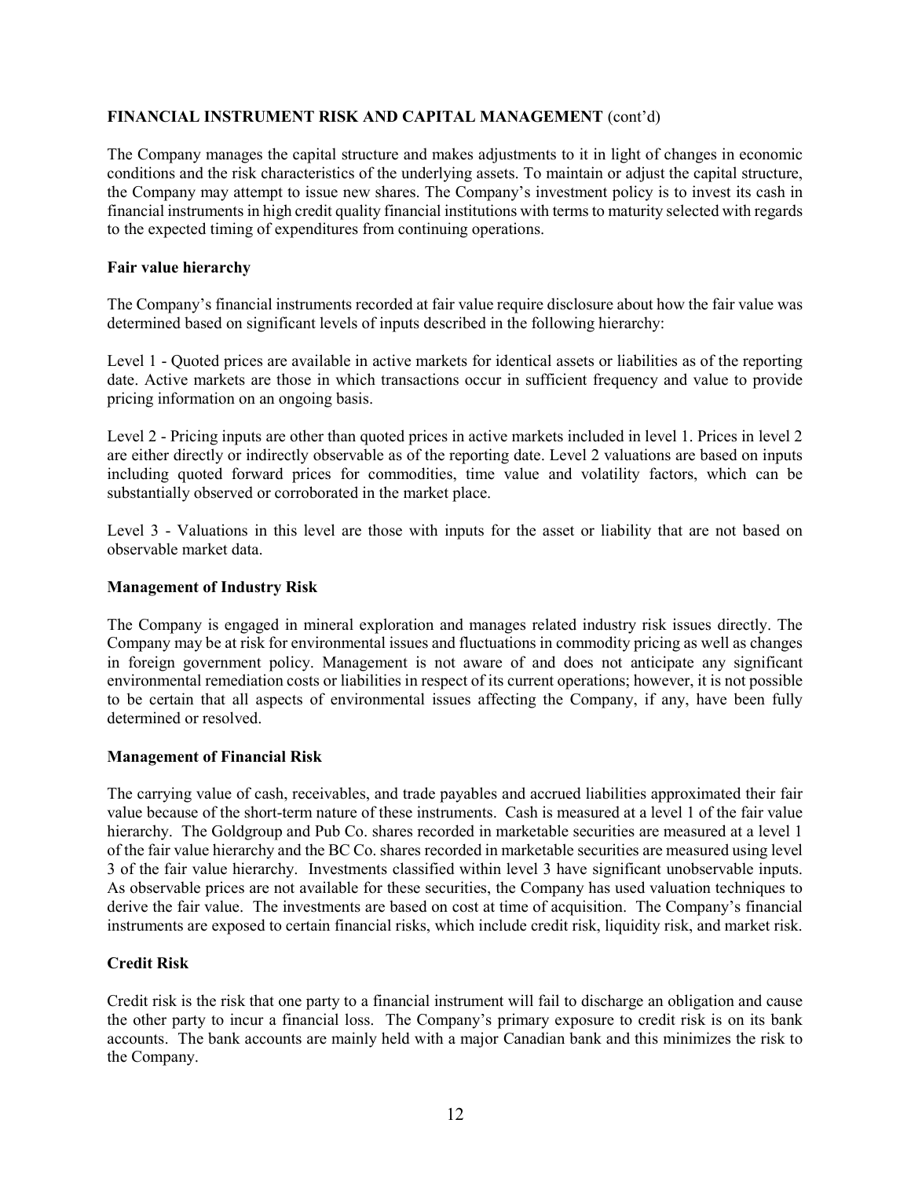## FINANCIAL INSTRUMENT RISK AND CAPITAL MANAGEMENT (cont'd)

The Company manages the capital structure and makes adjustments to it in light of changes in economic conditions and the risk characteristics of the underlying assets. To maintain or adjust the capital structure, the Company may attempt to issue new shares. The Company's investment policy is to invest its cash in financial instruments in high credit quality financial institutions with terms to maturity selected with regards to the expected timing of expenditures from continuing operations.

### Fair value hierarchy

The Company's financial instruments recorded at fair value require disclosure about how the fair value was determined based on significant levels of inputs described in the following hierarchy:

Level 1 - Quoted prices are available in active markets for identical assets or liabilities as of the reporting date. Active markets are those in which transactions occur in sufficient frequency and value to provide pricing information on an ongoing basis.

Level 2 - Pricing inputs are other than quoted prices in active markets included in level 1. Prices in level 2 are either directly or indirectly observable as of the reporting date. Level 2 valuations are based on inputs including quoted forward prices for commodities, time value and volatility factors, which can be substantially observed or corroborated in the market place.

Level 3 - Valuations in this level are those with inputs for the asset or liability that are not based on observable market data.

### Management of Industry Risk

The Company is engaged in mineral exploration and manages related industry risk issues directly. The Company may be at risk for environmental issues and fluctuations in commodity pricing as well as changes in foreign government policy. Management is not aware of and does not anticipate any significant environmental remediation costs or liabilities in respect of its current operations; however, it is not possible to be certain that all aspects of environmental issues affecting the Company, if any, have been fully determined or resolved.

### Management of Financial Risk

The carrying value of cash, receivables, and trade payables and accrued liabilities approximated their fair value because of the short-term nature of these instruments. Cash is measured at a level 1 of the fair value hierarchy. The Goldgroup and Pub Co. shares recorded in marketable securities are measured at a level 1 of the fair value hierarchy and the BC Co. shares recorded in marketable securities are measured using level 3 of the fair value hierarchy. Investments classified within level 3 have significant unobservable inputs. As observable prices are not available for these securities, the Company has used valuation techniques to derive the fair value. The investments are based on cost at time of acquisition. The Company's financial instruments are exposed to certain financial risks, which include credit risk, liquidity risk, and market risk.

### Credit Risk

Credit risk is the risk that one party to a financial instrument will fail to discharge an obligation and cause the other party to incur a financial loss. The Company's primary exposure to credit risk is on its bank accounts. The bank accounts are mainly held with a major Canadian bank and this minimizes the risk to the Company.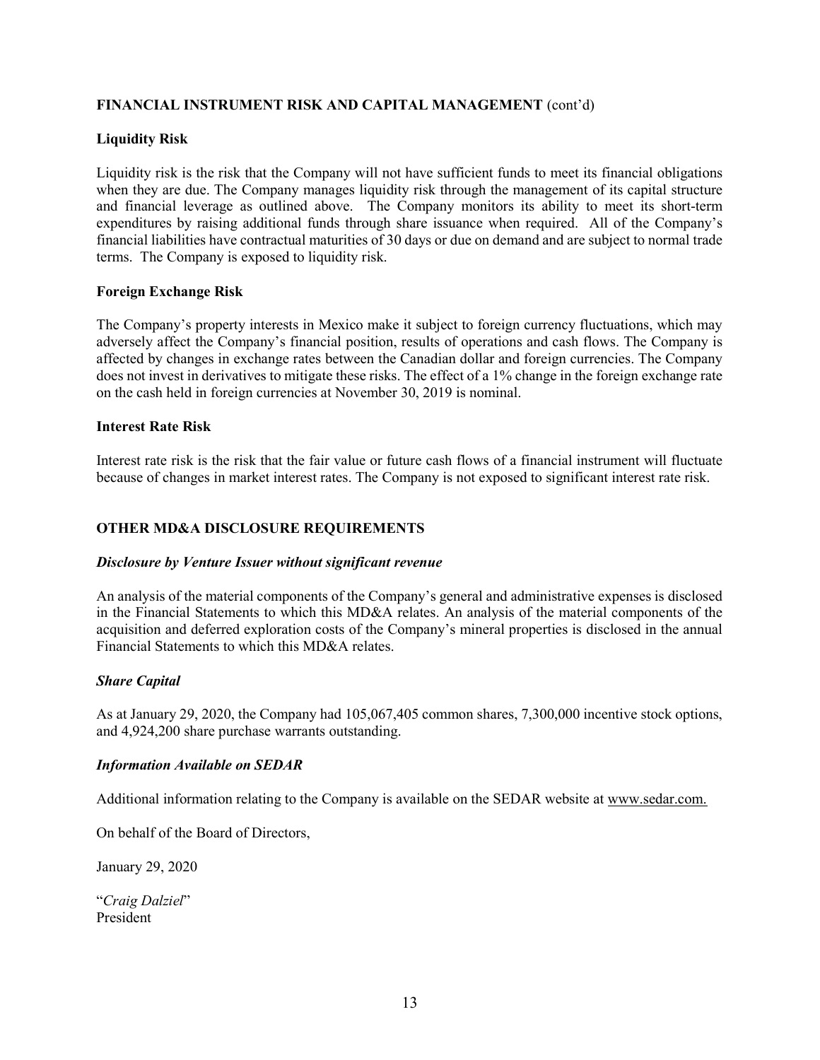## FINANCIAL INSTRUMENT RISK AND CAPITAL MANAGEMENT (cont'd)

### Liquidity Risk

Liquidity risk is the risk that the Company will not have sufficient funds to meet its financial obligations when they are due. The Company manages liquidity risk through the management of its capital structure and financial leverage as outlined above. The Company monitors its ability to meet its short-term expenditures by raising additional funds through share issuance when required. All of the Company's financial liabilities have contractual maturities of 30 days or due on demand and are subject to normal trade terms. The Company is exposed to liquidity risk.

### Foreign Exchange Risk

The Company's property interests in Mexico make it subject to foreign currency fluctuations, which may adversely affect the Company's financial position, results of operations and cash flows. The Company is affected by changes in exchange rates between the Canadian dollar and foreign currencies. The Company does not invest in derivatives to mitigate these risks. The effect of a 1% change in the foreign exchange rate on the cash held in foreign currencies at November 30, 2019 is nominal.

### Interest Rate Risk

Interest rate risk is the risk that the fair value or future cash flows of a financial instrument will fluctuate because of changes in market interest rates. The Company is not exposed to significant interest rate risk.

## OTHER MD&A DISCLOSURE REQUIREMENTS

### *Disclosure by Venture Issuer without significant revenue*

An analysis of the material components of the Company's general and administrative expenses is disclosed in the Financial Statements to which this MD&A relates. An analysis of the material components of the acquisition and deferred exploration costs of the Company's mineral properties is disclosed in the annual Financial Statements to which this MD&A relates.

### *Share Capital*

As at January 29, 2020, the Company had 105,067,405 common shares, 7,300,000 incentive stock options, and 4,924,200 share purchase warrants outstanding.

### *Information Available on SEDAR*

Additional information relating to the Company is available on the SEDAR website at www.sedar.com.

On behalf of the Board of Directors,

January 29, 2020

"*Craig Dalziel*"
President